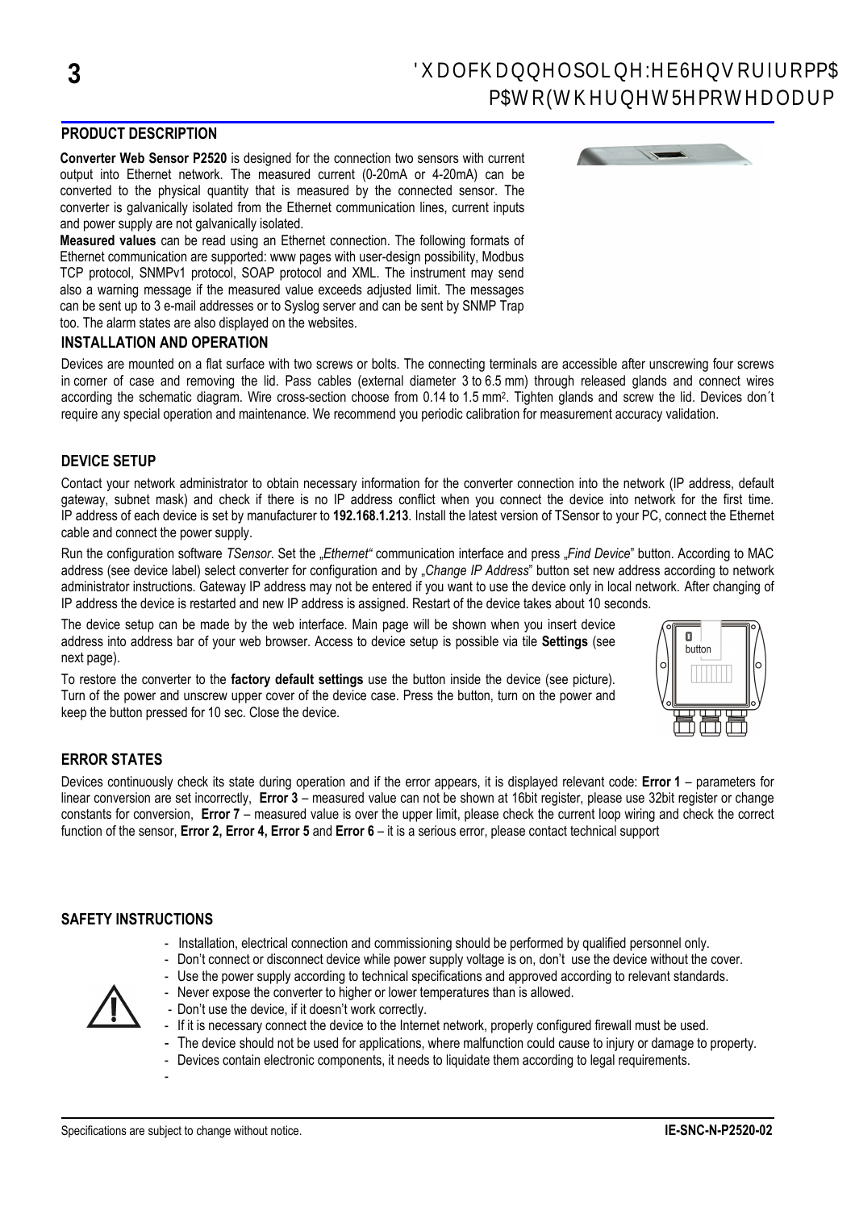## PRODUCT DESCRIPTION

**Converter Web Sensor P2520** is designed for the connection two sensors with current output into Ethernet network. The measured current (0-20mA or 4-20mA) can be converted to the physical quantity that is measured by the connected sensor. The converter is galvanically isolated from the Ethernet communication lines, current inputs and power supply are not galvanically isolated.

**Measured values** can be read using an Ethernet connection. The following formats of Ethernet communication are supported: www pages with user-design possibility, Modbus TCP protocol, SNMPv1 protocol, SOAP protocol and XML. The instrument may send also a warning message if the measured value exceeds adjusted limit. The messages can be sent up to 3 e-mail addresses or to Syslog server and can be sent by SNMP Trap too. The alarm states are also displayed on the websites.

## INSTALLATION AND OPERATION

Devices are mounted on a flat surface with two screws or bolts. The connecting terminals are accessible after unscrewing four screws in corner of case and removing the lid. Pass cables (external diameter 3 to 6.5 mm) through released glands and connect wires according the schematic diagram. Wire cross-section choose from 0.14 to 1.5 mm$^2$. Tighten glands and screw the lid. Devices don´t require any special operation and maintenance. We recommend you periodic calibration for measurement accuracy validation.

## DEVICE SETUP

Contact your network administrator to obtain necessary information for the converter connection into the network (IP address, default gateway, subnet mask) and check if there is no IP address conflict when you connect the device into network for the first time. IP address of each device is set by manufacturer to **192.168.1.213**. Install the latest version of TSensor to your PC, connect the Ethernet cable and connect the power supply.

Run the configuration software *TSensor*. Set the „*Ethernet*“ communication interface and press „*Find Device*” button. According to MAC address (see device label) select converter for configuration and by „*Change IP Address*” button set new address according to network administrator instructions. Gateway IP address may not be entered if you want to use the device only in local network. After changing of IP address the device is restarted and new IP address is assigned. Restart of the device takes about 10 seconds.

The device setup can be made by the web interface. Main page will be shown when you insert device address into address bar of your web browser. Access to device setup is possible via tile **Settings** (see next page).

To restore the converter to the **factory default settings** use the button inside the device (see picture). Turn of the power and unscrew upper cover of the device case. Press the button, turn on the power and keep the button pressed for 10 sec. Close the device.

## ERROR STATES

Devices continuously check its state during operation and if the error appears, it is displayed relevant code: **Error 1** – parameters for linear conversion are set incorrectly, **Error 3** – measured value can not be shown at 16bit register, please use 32bit register or change constants for conversion, **Error 7** – measured value is over the upper limit, please check the current loop wiring and check the correct function of the sensor, **Error 2, Error 4, Error 5** and **Error 6** – it is a serious error, please contact technical support

## SAFETY INSTRUCTIONS

- Installation, electrical connection and commissioning should be performed by qualified personnel only.
- Don't connect or disconnect device while power supply voltage is on, don't use the device without the cover.
- Use the power supply according to technical specifications and approved according to relevant standards.
- Never expose the converter to higher or lower temperatures than is allowed.
- Don't use the device, if it doesn't work correctly.
- If it is necessary connect the device to the Internet network, properly configured firewall must be used.
- The device should not be used for applications, where malfunction could cause to injury or damage to property.
- Devices contain electronic components, it needs to liquidate them according to legal requirements.

Specifications are subject to change without notice.

IE-SNC-N-P2520-02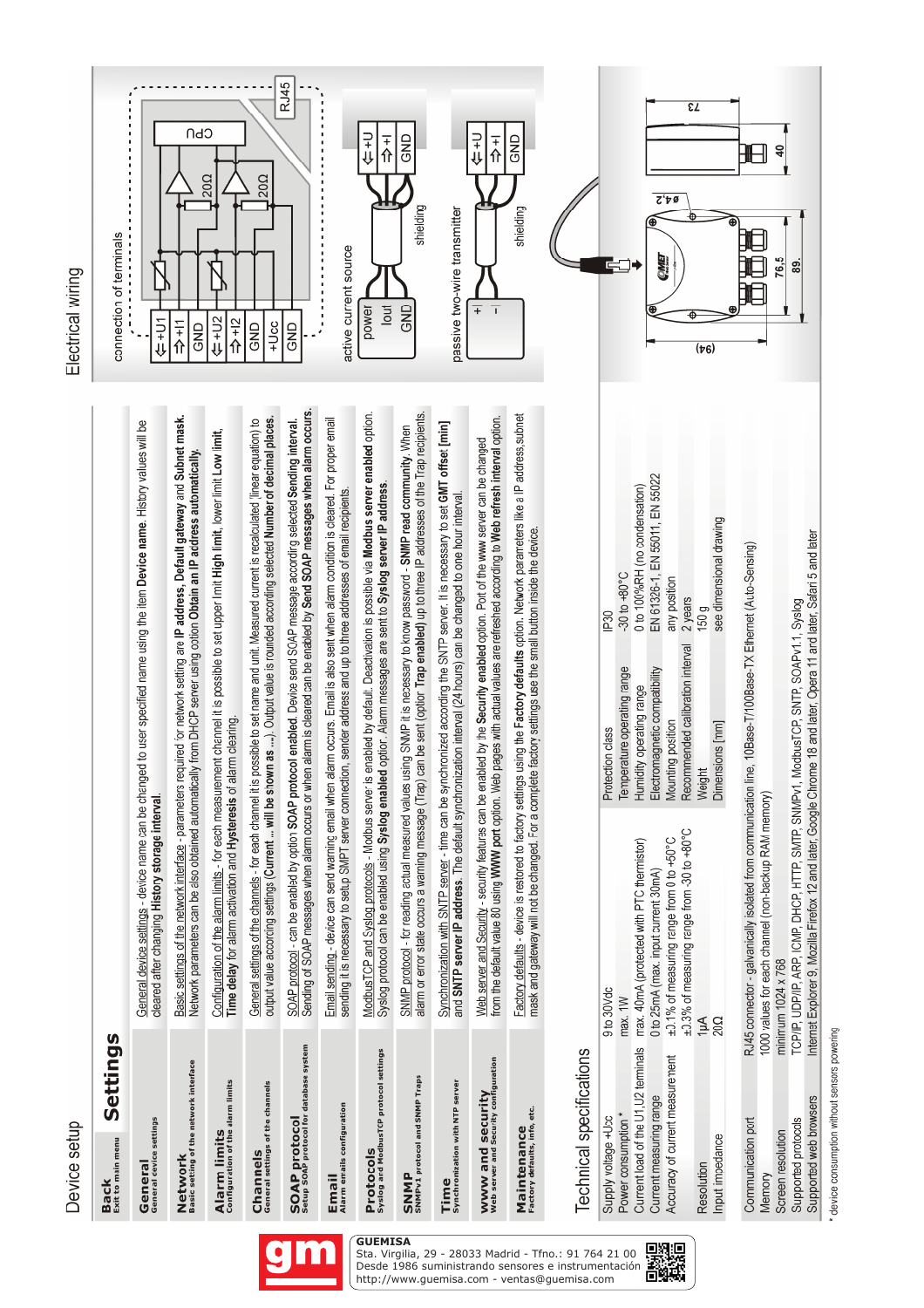## Device setup

| Back<br>Exit to main menu | **Settings** |
|---|---|
| **General**<br>General device settings | General device settings - device name can be changed to user specified name using the item **Device name**. History values will be cleared after changing **History storage interval**. |
| **Network**<br>Basic setting of the network interface | Basic settings of the network interface - parameters required for network setting are **IP address**, **Default gateway** and **Subnet mask**. Network parameters can be also obtained automatically from DHCP server using option **Obtain an IP address automatically**. |
| **Alarm limits**<br>Configuration of the alarm limits | Configuration of the alarm limits - for each measurement channel it is possible to set upper limit **High limit**, lower limit **Low limit**, **Time delay** for alarm activation and **Hysteresis** of alarm clearing. |
| **Channels**<br>General settings of the channels | General settings of the channels - for each channel it is possible to set name and unit. Measured current is recalculated (linear equation) to output value according settings (**Current ... will be shown as ...**). Output value is rounded according selected **Number of decimal places**. |
| **SOAP protocol**<br>Setup SOAP protocol for database system | SOAP protocol - can be enabled by option **SOAP protocol enabled**. Device send SOAP message according selected **Sending interval**. Sending of SOAP messages when alarm occurs or when alarm is cleared can be enabled by **Send SOAP messages when alarm occurs**. |
| **Email**<br>Alarm emails configuration | Email sending - device can send warning email when alarm occurs. Email is also sent when alarm condition is cleared. For proper email sending it is necessary to setup SMPT server connection, sender address and up to three addresses of email recipients. |
| **Protocols**<br>Syslog and ModbusTCP protocol settings | ModbusTCP and Syslog protocols - Modbus server is enabled by default. Deactivation is possible via **Modbus server enabled** option. Syslog protocol can be enabled using **Syslog enabled** option. Alarm messages are sent to **Syslog server IP address**. |
| **SNMP**<br>SNMPv1 protocol and SNMP Traps | SNMP protocol - for reading actual measured values using SNMP it is necessary to know password - **SNMP read community**. When alarm or error state occurs a warning message (Trap) can be sent (option **Trap enabled**) up to three IP addresses of the Trap recipients. |
| **Time**<br>Synchronization with NTP server | Synchronization with SNTP server - time can be synchronized according the SNTP server. It is necessary to set **GMT offset [min]** and **SNTP server IP address**. The default synchronization interval (24 hours) can be changed to one hour interval. |
| **WWW and security**<br>Web server and Security configuration | Web server and Security - security features can be enabled by the **Security enabled** option. Port of the www server can be changed from the default value 80 using **WWW port** option. Web pages with actual values are refreshed according to **Web refresh interval** option. |
| **Maintenance**<br>Factory defaults, info, etc. | Factory defaults - device is restored to factory settings using the **Factory defaults** option. Network parameters like a IP address, subnet mask and gateway will not be changed. For a complete factory settings use the small button inside the device. |

## Technical specifications

| | | | |
|---|---|---|---|
| Supply voltage +Ucc | 9 to 30Vdc | Protection class | IP30 |
| Power consumption * | max. 1W | Temperature operating range | -30 to +80°C |
| Current load of the U1,U2 terminals | max. 40mA (protected with PTC thermistor) | Humidity operating range | 0 to 100%RH (no condensation) |
| Current measuring range | 0 to 25mA (max. input current 30mA) | Electromagnetic compatibility | EN 61326-1, EN 55011, EN 55022 |
| Accuracy of current measurement | ±0.1% of measuring range from 0 to +50°C<br>±0.3% of measuring range from -30 to +80°C | Mounting position | any position |
| | | Recommended calibration interval | 2 years |
| Resolution | 1µA | Weight | 150 g |
| Input impedance | 20Ω | Dimensions [mm] | see dimensional drawing |

| | |
|---|---|
| Communication port | RJ45 connector - galvanically isolated from communication line, 10Base-T/100Base-TX Ethernet (Auto-Sensing) |
| Memory | 1000 values for each channel (non-backup RAM memory) |
| Screen resolution | minimum 1024 x 768 |
| Supported protocols | TCP/IP, UDP/IP, ARP, ICMP, DHCP, HTTP, SMTP, SNMPv1, ModbusTCP, SNTP, SOAPv1.1, Syslog |
| Supported web browsers | Internet Explorer 9, Mozilla Firefox 12 and later, Google Chrome 18 and later, Opera 11 and later, Safari 5 and later |

\* device consumption without sensors powering

## Electrical wiring

connection of terminals

+U1
+I1
GND
+U2
+I2
GND
+Ucc
GND

20Ω
20Ω
CPU
RJ45

active current source

power
Iout
GND

+U
+I
GND
shielding

passive two-wire transmitter

+
-

+U
+I
GND
shielding

(94)
ø4.2
76.5
89.
40
73

**GUEMISA**
Sta. Virgilia, 29 - 28033 Madrid - Tfno.: 91 764 21 00
Desde 1986 suministrando sensores e instrumentación
http://www.guemisa.com - ventas@guemisa.com